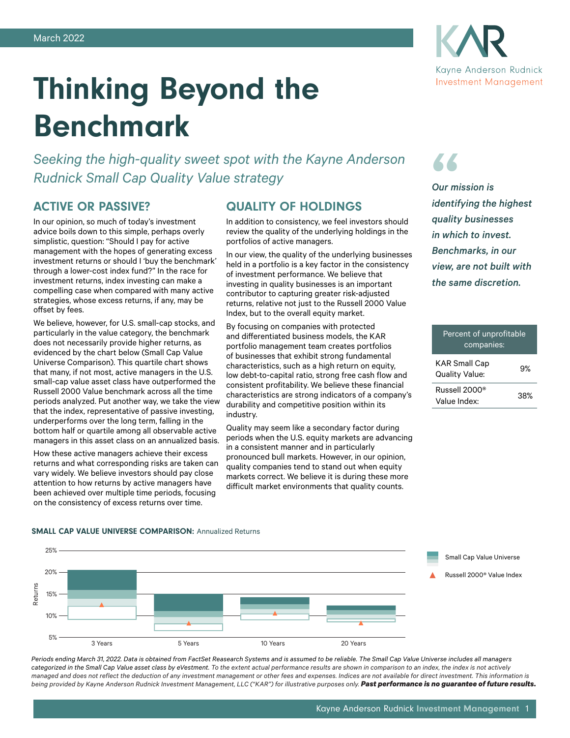March 2022

# Thinking Beyond the Benchmark

*Seeking the high-quality sweet spot with the Kayne Anderson Rudnick Small Cap Quality Value strategy*

## ACTIVE OR PASSIVE?

In our opinion, so much of today's investment advice boils down to this simple, perhaps overly simplistic, question: "Should I pay for active management with the hopes of generating excess investment returns or should I 'buy the benchmark' through a lower-cost index fund?" In the race for investment returns, index investing can make a compelling case when compared with many active strategies, whose excess returns, if any, may be offset by fees.

We believe, however, for U.S. small-cap stocks, and particularly in the value category, the benchmark does not necessarily provide higher returns, as evidenced by the chart below (Small Cap Value Universe Comparison). This quartile chart shows that many, if not most, active managers in the U.S. small-cap value asset class have outperformed the Russell 2000 Value benchmark across all the time periods analyzed. Put another way, we take the view that the index, representative of passive investing, underperforms over the long term, falling in the bottom half or quartile among all observable active managers in this asset class on an annualized basis.

How these active managers achieve their excess returns and what corresponding risks are taken can vary widely. We believe investors should pay close attention to how returns by active managers have been achieved over multiple time periods, focusing on the consistency of excess returns over time.

## QUALITY OF HOLDINGS

In addition to consistency, we feel investors should review the quality of the underlying holdings in the portfolios of active managers.

In our view, the quality of the underlying businesses held in a portfolio is a key factor in the consistency of investment performance. We believe that investing in quality businesses is an important contributor to capturing greater risk-adjusted returns, relative not just to the Russell 2000 Value Index, but to the overall equity market.

By focusing on companies with protected and differentiated business models, the KAR portfolio management team creates portfolios of businesses that exhibit strong fundamental characteristics, such as a high return on equity, low debt-to-capital ratio, strong free cash flow and consistent profitability. We believe these financial characteristics are strong indicators of a company's durability and competitive position within its industry.

Quality may seem like a secondary factor during periods when the U.S. equity markets are advancing in a consistent manner and in particularly pronounced bull markets. However, in our opinion, quality companies tend to stand out when equity markets correct. We believe it is during these more difficult market environments that quality counts.

> *Our mission is identifying the highest quality businesses in which to invest. Benchmarks, in our view, are not built with the same discretion.*

| Percent of unprofitable companies: | |
|---|---|
| KAR Small Cap Quality Value: | 9% |
| Russell 2000® Value Index: | 38% |

**SMALL CAP VALUE UNIVERSE COMPARISON:** Annualized Returns

*Periods ending March 31, 2022. Data is obtained from FactSet Reasearch Systems and is assumed to be reliable. The Small Cap Value Universe includes all managers categorized in the Small Cap Value asset class by eVestment. To the extent actual performance results are shown in comparison to an index, the index is not actively managed and does not reflect the deduction of any investment management or other fees and expenses. Indices are not available for direct investment. This information is being provided by Kayne Anderson Rudnick Investment Management, LLC ("KAR") for illustrative purposes only.* ***Past performance is no guarantee of future results.***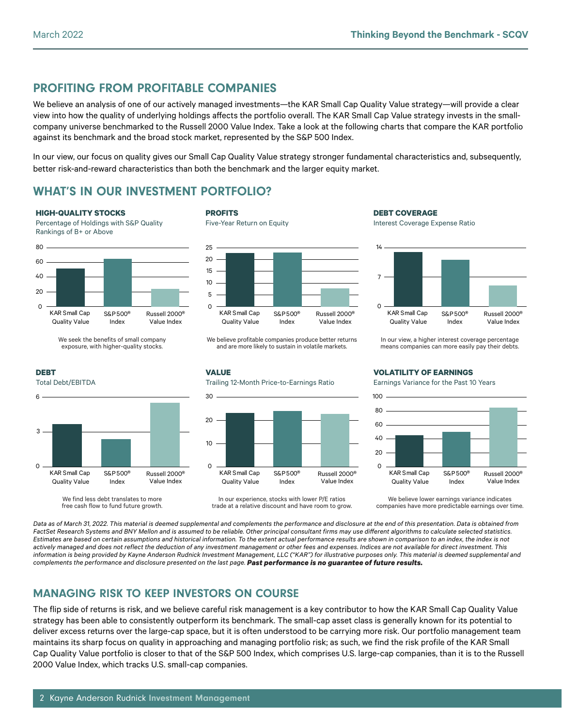## PROFITING FROM PROFITABLE COMPANIES

We believe an analysis of one of our actively managed investments—the KAR Small Cap Quality Value strategy—will provide a clear view into how the quality of underlying holdings affects the portfolio overall. The KAR Small Cap Value strategy invests in the small-company universe benchmarked to the Russell 2000 Value Index. Take a look at the following charts that compare the KAR portfolio against its benchmark and the broad stock market, represented by the S&P 500 Index.

In our view, our focus on quality gives our Small Cap Quality Value strategy stronger fundamental characteristics and, subsequently, better risk-and-reward characteristics than both the benchmark and the larger equity market.

## WHAT'S IN OUR INVESTMENT PORTFOLIO?

**HIGH-QUALITY STOCKS**

Percentage of Holdings with S&P Quality Rankings of B+ or Above

KAR Small Cap Quality Value | S&P 500® Index | Russell 2000® Value Index

We seek the benefits of small company exposure, with higher-quality stocks.

**PROFITS**

Five-Year Return on Equity

KAR Small Cap Quality Value | S&P 500® Index | Russell 2000® Value Index

We believe profitable companies produce better returns and are more likely to sustain in volatile markets.

**DEBT COVERAGE**

Interest Coverage Expense Ratio

KAR Small Cap Quality Value | S&P 500® Index | Russell 2000® Value Index

In our view, a higher interest coverage percentage means companies can more easily pay their debts.

**DEBT**

Total Debt/EBITDA

KAR Small Cap Quality Value | S&P 500® Index | Russell 2000® Value Index

We find less debt translates to more free cash flow to fund future growth.

**VALUE**

Trailing 12-Month Price-to-Earnings Ratio

KAR Small Cap Quality Value | S&P 500® Index | Russell 2000® Value Index

In our experience, stocks with lower P/E ratios trade at a relative discount and have room to grow.

**VOLATILITY OF EARNINGS**

Earnings Variance for the Past 10 Years

KAR Small Cap Quality Value | S&P 500® Index | Russell 2000® Value Index

We believe lower earnings variance indicates companies have more predictable earnings over time.

*Data as of March 31, 2022. This material is deemed supplemental and complements the performance and disclosure at the end of this presentation. Data is obtained from FactSet Research Systems and BNY Mellon and is assumed to be reliable. Other principal consultant firms may use different algorithms to calculate selected statistics. Estimates are based on certain assumptions and historical information. To the extent actual performance results are shown in comparison to an index, the index is not actively managed and does not reflect the deduction of any investment management or other fees and expenses. Indices are not available for direct investment. This information is being provided by Kayne Anderson Rudnick Investment Management, LLC ("KAR") for illustrative purposes only. This material is deemed supplemental and complements the performance and disclosure presented on the last page.* ***Past performance is no guarantee of future results.***

## MANAGING RISK TO KEEP INVESTORS ON COURSE

The flip side of returns is risk, and we believe careful risk management is a key contributor to how the KAR Small Cap Quality Value strategy has been able to consistently outperform its benchmark. The small-cap asset class is generally known for its potential to deliver excess returns over the large-cap space, but it is often understood to be carrying more risk. Our portfolio management team maintains its sharp focus on quality in approaching and managing portfolio risk; as such, we find the risk profile of the KAR Small Cap Quality Value portfolio is closer to that of the S&P 500 Index, which comprises U.S. large-cap companies, than it is to the Russell 2000 Value Index, which tracks U.S. small-cap companies.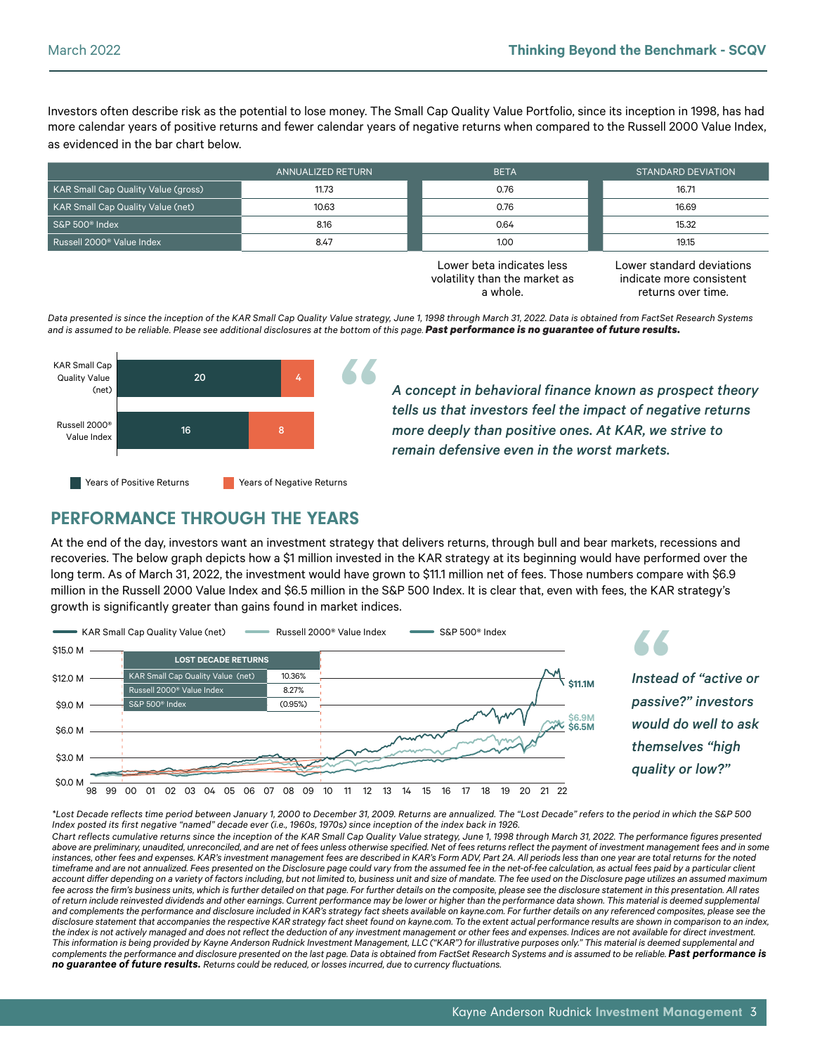Investors often describe risk as the potential to lose money. The Small Cap Quality Value Portfolio, since its inception in 1998, has had more calendar years of positive returns and fewer calendar years of negative returns when compared to the Russell 2000 Value Index, as evidenced in the bar chart below.

| | ANNUALIZED RETURN | BETA | STANDARD DEVIATION |
|---|---|---|---|
| KAR Small Cap Quality Value (gross) | 11.73 | 0.76 | 16.71 |
| KAR Small Cap Quality Value (net) | 10.63 | 0.76 | 16.69 |
| S&P 500® Index | 8.16 | 0.64 | 15.32 |
| Russell 2000® Value Index | 8.47 | 1.00 | 19.15 |
| | | Lower beta indicates less volatility than the market as a whole. | Lower standard deviations indicate more consistent returns over time. |

*Data presented is since the inception of the KAR Small Cap Quality Value strategy, June 1, 1998 through March 31, 2022. Data is obtained from FactSet Research Systems and is assumed to be reliable. Please see additional disclosures at the bottom of this page.* ***Past performance is no guarantee of future results.***

| | Years of Positive Returns | Years of Negative Returns |
|---|---|---|
| KAR Small Cap Quality Value (net) | 20 | 4 |
| Russell 2000® Value Index | 16 | 8 |

*A concept in behavioral finance known as prospect theory tells us that investors feel the impact of negative returns more deeply than positive ones. At KAR, we strive to remain defensive even in the worst markets.*

## PERFORMANCE THROUGH THE YEARS

At the end of the day, investors want an investment strategy that delivers returns, through bull and bear markets, recessions and recoveries. The below graph depicts how a $1 million invested in the KAR strategy at its beginning would have performed over the long term. As of March 31, 2022, the investment would have grown to $11.1 million net of fees. Those numbers compare with $6.9 million in the Russell 2000 Value Index and $6.5 million in the S&P 500 Index. It is clear that, even with fees, the KAR strategy's growth is significantly greater than gains found in market indices.

| LOST DECADE RETURNS | |
|---|---|
| KAR Small Cap Quality Value (net) | 10.36% |
| Russell 2000® Value Index | 8.27% |
| S&P 500® Index | (0.95%) |

Growth of $1 million (1998–2022): KAR Small Cap Quality Value (net) $11.1M; Russell 2000® Value Index $6.9M; S&P 500® Index $6.5M

*Instead of "active or passive?" investors would do well to ask themselves "high quality or low?"*

*\*Lost Decade reflects time period between January 1, 2000 to December 31, 2009. Returns are annualized. The "Lost Decade" refers to the period in which the S&P 500 Index posted its first negative "named" decade ever (i.e., 1960s, 1970s) since inception of the index back in 1926.*

*Chart reflects cumulative returns since the inception of the KAR Small Cap Quality Value strategy, June 1, 1998 through March 31, 2022. The performance figures presented above are preliminary, unaudited, unreconciled, and are net of fees unless otherwise specified. Net of fees returns reflect the payment of investment management fees and in some instances, other fees and expenses. KAR's investment management fees are described in KAR's Form ADV, Part 2A. All periods less than one year are total returns for the noted timeframe and are not annualized. Fees presented on the Disclosure page could vary from the assumed fee in the net-of-fee calculation, as actual fees paid by a particular client account differ depending on a variety of factors including, but not limited to, business unit and size of mandate. The fee used on the Disclosure page utilizes an assumed maximum fee across the firm's business units, which is further detailed on that page. For further details on the composite, please see the disclosure statement in this presentation. All rates of return include reinvested dividends and other earnings. Current performance may be lower or higher than the performance data shown. This material is deemed supplemental and complements the performance and disclosure included in KAR's strategy fact sheets available on kayne.com. For further details on any referenced composites, please see the disclosure statement that accompanies the respective KAR strategy fact sheet found on kayne.com. To the extent actual performance results are shown in comparison to an index, the index is not actively managed and does not reflect the deduction of any investment management or other fees and expenses. Indices are not available for direct investment. This information is being provided by Kayne Anderson Rudnick Investment Management, LLC ("KAR") for illustrative purposes only." This material is deemed supplemental and complements the performance and disclosure presented on the last page. Data is obtained from FactSet Research Systems and is assumed to be reliable.* ***Past performance is no guarantee of future results.*** *Returns could be reduced, or losses incurred, due to currency fluctuations.*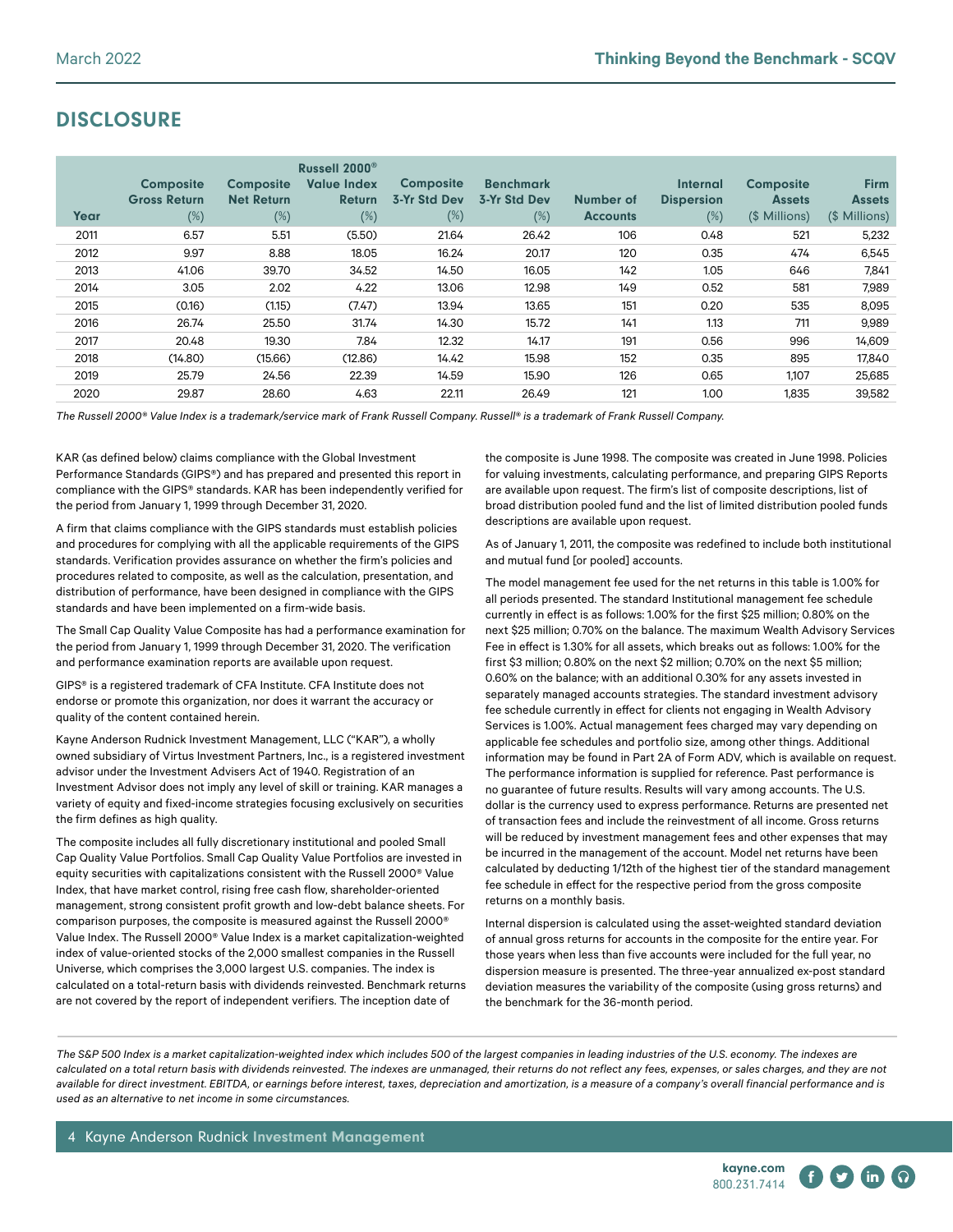## DISCLOSURE

| Year | Composite Gross Return (%) | Composite Net Return (%) | Russell 2000® Value Index Return (%) | Composite 3-Yr Std Dev (%) | Benchmark 3-Yr Std Dev (%) | Number of Accounts | Internal Dispersion (%) | Composite Assets ($ Millions) | Firm Assets ($ Millions) |
|---|---|---|---|---|---|---|---|---|---|
| 2011 | 6.57 | 5.51 | (5.50) | 21.64 | 26.42 | 106 | 0.48 | 521 | 5,232 |
| 2012 | 9.97 | 8.88 | 18.05 | 16.24 | 20.17 | 120 | 0.35 | 474 | 6,545 |
| 2013 | 41.06 | 39.70 | 34.52 | 14.50 | 16.05 | 142 | 1.05 | 646 | 7,841 |
| 2014 | 3.05 | 2.02 | 4.22 | 13.06 | 12.98 | 149 | 0.52 | 581 | 7,989 |
| 2015 | (0.16) | (1.15) | (7.47) | 13.94 | 13.65 | 151 | 0.20 | 535 | 8,095 |
| 2016 | 26.74 | 25.50 | 31.74 | 14.30 | 15.72 | 141 | 1.13 | 711 | 9,989 |
| 2017 | 20.48 | 19.30 | 7.84 | 12.32 | 14.17 | 191 | 0.56 | 996 | 14,609 |
| 2018 | (14.80) | (15.66) | (12.86) | 14.42 | 15.98 | 152 | 0.35 | 895 | 17,840 |
| 2019 | 25.79 | 24.56 | 22.39 | 14.59 | 15.90 | 126 | 0.65 | 1,107 | 25,685 |
| 2020 | 29.87 | 28.60 | 4.63 | 22.11 | 26.49 | 121 | 1.00 | 1,835 | 39,582 |

*The Russell 2000® Value Index is a trademark/service mark of Frank Russell Company. Russell® is a trademark of Frank Russell Company.*

KAR (as defined below) claims compliance with the Global Investment Performance Standards (GIPS®) and has prepared and presented this report in compliance with the GIPS® standards. KAR has been independently verified for the period from January 1, 1999 through December 31, 2020.

A firm that claims compliance with the GIPS standards must establish policies and procedures for complying with all the applicable requirements of the GIPS standards. Verification provides assurance on whether the firm's policies and procedures related to composite, as well as the calculation, presentation, and distribution of performance, have been designed in compliance with the GIPS standards and have been implemented on a firm-wide basis.

The Small Cap Quality Value Composite has had a performance examination for the period from January 1, 1999 through December 31, 2020. The verification and performance examination reports are available upon request.

GIPS® is a registered trademark of CFA Institute. CFA Institute does not endorse or promote this organization, nor does it warrant the accuracy or quality of the content contained herein.

Kayne Anderson Rudnick Investment Management, LLC ("KAR"), a wholly owned subsidiary of Virtus Investment Partners, Inc., is a registered investment advisor under the Investment Advisers Act of 1940. Registration of an Investment Advisor does not imply any level of skill or training. KAR manages a variety of equity and fixed-income strategies focusing exclusively on securities the firm defines as high quality.

The composite includes all fully discretionary institutional and pooled Small Cap Quality Value Portfolios. Small Cap Quality Value Portfolios are invested in equity securities with capitalizations consistent with the Russell 2000® Value Index, that have market control, rising free cash flow, shareholder-oriented management, strong consistent profit growth and low-debt balance sheets. For comparison purposes, the composite is measured against the Russell 2000® Value Index. The Russell 2000® Value Index is a market capitalization-weighted index of value-oriented stocks of the 2,000 smallest companies in the Russell Universe, which comprises the 3,000 largest U.S. companies. The index is calculated on a total-return basis with dividends reinvested. Benchmark returns are not covered by the report of independent verifiers. The inception date of the composite is June 1998. The composite was created in June 1998. Policies for valuing investments, calculating performance, and preparing GIPS Reports are available upon request. The firm's list of composite descriptions, list of broad distribution pooled fund and the list of limited distribution pooled funds descriptions are available upon request.

As of January 1, 2011, the composite was redefined to include both institutional and mutual fund [or pooled] accounts.

The model management fee used for the net returns in this table is 1.00% for all periods presented. The standard Institutional management fee schedule currently in effect is as follows: 1.00% for the first $25 million; 0.80% on the next $25 million; 0.70% on the balance. The maximum Wealth Advisory Services Fee in effect is 1.30% for all assets, which breaks out as follows: 1.00% for the first $3 million; 0.80% on the next $2 million; 0.70% on the next $5 million; 0.60% on the balance; with an additional 0.30% for any assets invested in separately managed accounts strategies. The standard investment advisory fee schedule currently in effect for clients not engaging in Wealth Advisory Services is 1.00%. Actual management fees charged may vary depending on applicable fee schedules and portfolio size, among other things. Additional information may be found in Part 2A of Form ADV, which is available on request. The performance information is supplied for reference. Past performance is no guarantee of future results. Results will vary among accounts. The U.S. dollar is the currency used to express performance. Returns are presented net of transaction fees and include the reinvestment of all income. Gross returns will be reduced by investment management fees and other expenses that may be incurred in the management of the account. Model net returns have been calculated by deducting 1/12th of the highest tier of the standard management fee schedule in effect for the respective period from the gross composite returns on a monthly basis.

Internal dispersion is calculated using the asset-weighted standard deviation of annual gross returns for accounts in the composite for the entire year. For those years when less than five accounts were included for the full year, no dispersion measure is presented. The three-year annualized ex-post standard deviation measures the variability of the composite (using gross returns) and the benchmark for the 36-month period.

*The S&P 500 Index is a market capitalization-weighted index which includes 500 of the largest companies in leading industries of the U.S. economy. The indexes are calculated on a total return basis with dividends reinvested. The indexes are unmanaged, their returns do not reflect any fees, expenses, or sales charges, and they are not available for direct investment. EBITDA, or earnings before interest, taxes, depreciation and amortization, is a measure of a company's overall financial performance and is used as an alternative to net income in some circumstances.*

kayne.com
800.231.7414